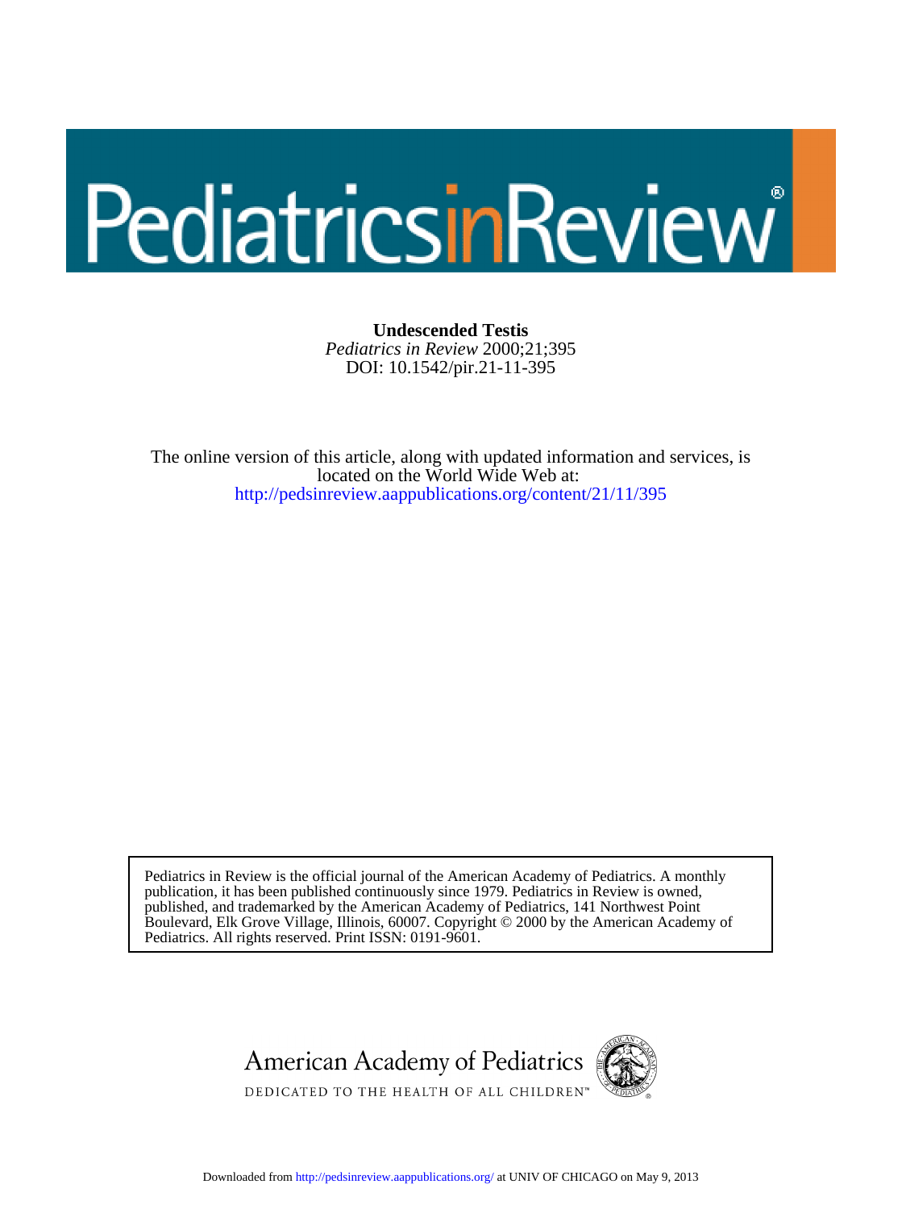# PediatricsinReview®

**Undescended Testis**
*Pediatrics in Review* 2000;21;395
DOI: 10.1542/pir.21-11-395

The online version of this article, along with updated information and services, is located on the World Wide Web at:
http://pedsinreview.aappublications.org/content/21/11/395

Pediatrics in Review is the official journal of the American Academy of Pediatrics. A monthly publication, it has been published continuously since 1979. Pediatrics in Review is owned, published, and trademarked by the American Academy of Pediatrics, 141 Northwest Point Boulevard, Elk Grove Village, Illinois, 60007. Copyright © 2000 by the American Academy of Pediatrics. All rights reserved. Print ISSN: 0191-9601.

American Academy of Pediatrics
DEDICATED TO THE HEALTH OF ALL CHILDREN™

Downloaded from http://pedsinreview.aappublications.org/ at UNIV OF CHICAGO on May 9, 2013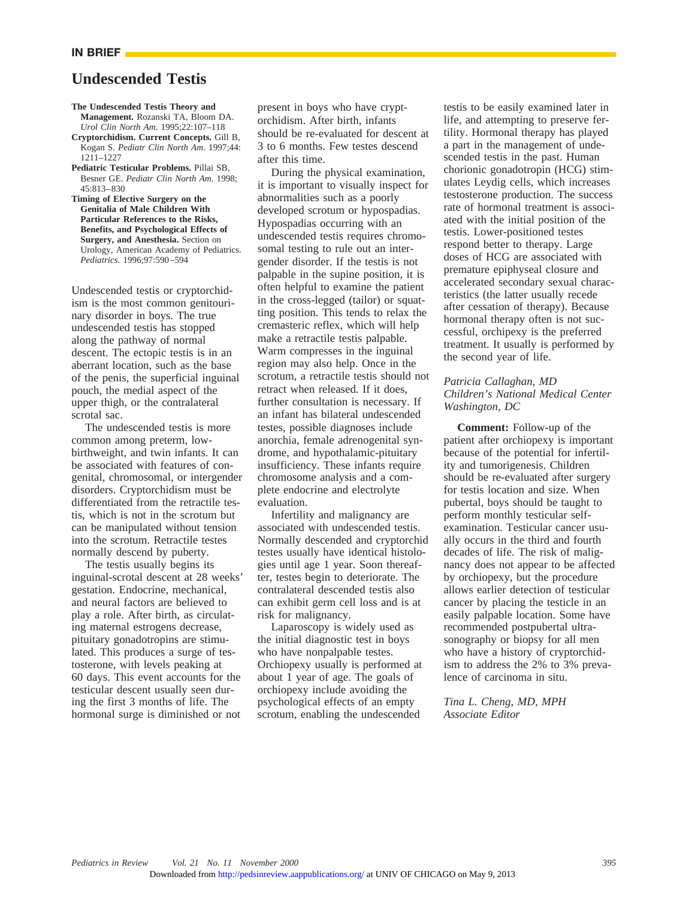**IN BRIEF**

# Undescended Testis

**The Undescended Testis Theory and Management.** Rozanski TA, Bloom DA. *Urol Clin North Am.* 1995;22:107–118

**Cryptorchidism. Current Concepts.** Gill B, Kogan S. *Pediatr Clin North Am.* 1997;44: 1211–1227

**Pediatric Testicular Problems.** Pillai SB, Besner GE. *Pediatr Clin North Am.* 1998; 45:813–830

**Timing of Elective Surgery on the Genitalia of Male Children With Particular References to the Risks, Benefits, and Psychological Effects of Surgery, and Anesthesia.** Section on Urology, American Academy of Pediatrics. *Pediatrics.* 1996;97:590–594

Undescended testis or cryptorchidism is the most common genitourinary disorder in boys. The true undescended testis has stopped along the pathway of normal descent. The ectopic testis is in an aberrant location, such as the base of the penis, the superficial inguinal pouch, the medial aspect of the upper thigh, or the contralateral scrotal sac.

The undescended testis is more common among preterm, low-birthweight, and twin infants. It can be associated with features of congenital, chromosomal, or intergender disorders. Cryptorchidism must be differentiated from the retractile testis, which is not in the scrotum but can be manipulated without tension into the scrotum. Retractile testes normally descend by puberty.

The testis usually begins its inguinal-scrotal descent at 28 weeks' gestation. Endocrine, mechanical, and neural factors are believed to play a role. After birth, as circulating maternal estrogens decrease, pituitary gonadotropins are stimulated. This produces a surge of testosterone, with levels peaking at 60 days. This event accounts for the testicular descent usually seen during the first 3 months of life. The hormonal surge is diminished or not present in boys who have cryptorchidism. After birth, infants should be re-evaluated for descent at 3 to 6 months. Few testes descend after this time.

During the physical examination, it is important to visually inspect for abnormalities such as a poorly developed scrotum or hypospadias. Hypospadias occurring with an undescended testis requires chromosomal testing to rule out an intergender disorder. If the testis is not palpable in the supine position, it is often helpful to examine the patient in the cross-legged (tailor) or squatting position. This tends to relax the cremasteric reflex, which will help make a retractile testis palpable. Warm compresses in the inguinal region may also help. Once in the scrotum, a retractile testis should not retract when released. If it does, further consultation is necessary. If an infant has bilateral undescended testes, possible diagnoses include anorchia, female adrenogenital syndrome, and hypothalamic-pituitary insufficiency. These infants require chromosome analysis and a complete endocrine and electrolyte evaluation.

Infertility and malignancy are associated with undescended testis. Normally descended and cryptorchid testes usually have identical histologies until age 1 year. Soon thereafter, testes begin to deteriorate. The contralateral descended testis also can exhibit germ cell loss and is at risk for malignancy.

Laparoscopy is widely used as the initial diagnostic test in boys who have nonpalpable testes. Orchiopexy usually is performed at about 1 year of age. The goals of orchiopexy include avoiding the psychological effects of an empty scrotum, enabling the undescended testis to be easily examined later in life, and attempting to preserve fertility. Hormonal therapy has played a part in the management of undescended testis in the past. Human chorionic gonadotropin (HCG) stimulates Leydig cells, which increases testosterone production. The success rate of hormonal treatment is associated with the initial position of the testis. Lower-positioned testes respond better to therapy. Large doses of HCG are associated with premature epiphyseal closure and accelerated secondary sexual characteristics (the latter usually recede after cessation of therapy). Because hormonal therapy often is not successful, orchipexy is the preferred treatment. It usually is performed by the second year of life.

*Patricia Callaghan, MD*
*Children's National Medical Center*
*Washington, DC*

**Comment:** Follow-up of the patient after orchiopexy is important because of the potential for infertility and tumorigenesis. Children should be re-evaluated after surgery for testis location and size. When pubertal, boys should be taught to perform monthly testicular self-examination. Testicular cancer usually occurs in the third and fourth decades of life. The risk of malignancy does not appear to be affected by orchiopexy, but the procedure allows earlier detection of testicular cancer by placing the testicle in an easily palpable location. Some have recommended postpubertal ultrasonography or biopsy for all men who have a history of cryptorchidism to address the 2% to 3% prevalence of carcinoma in situ.

*Tina L. Cheng, MD, MPH*
*Associate Editor*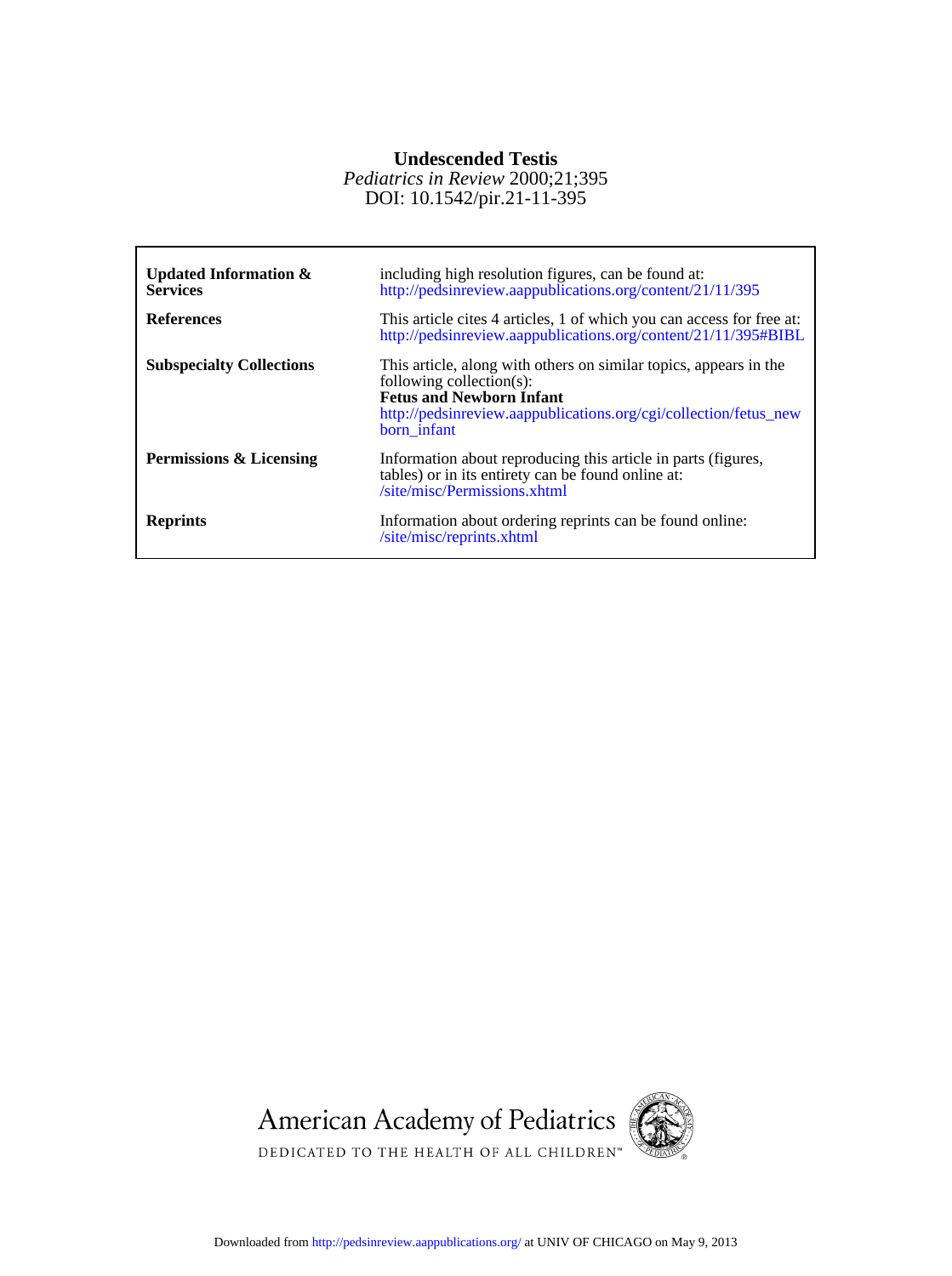# Undescended Testis

*Pediatrics in Review* 2000;21;395

DOI: 10.1542/pir.21-11-395

| | |
|---|---|
| **Updated Information & Services** | including high resolution figures, can be found at: http://pedsinreview.aappublications.org/content/21/11/395 |
| **References** | This article cites 4 articles, 1 of which you can access for free at: http://pedsinreview.aappublications.org/content/21/11/395#BIBL |
| **Subspecialty Collections** | This article, along with others on similar topics, appears in the following collection(s): **Fetus and Newborn Infant** http://pedsinreview.aappublications.org/cgi/collection/fetus_newborn_infant |
| **Permissions & Licensing** | Information about reproducing this article in parts (figures, tables) or in its entirety can be found online at: /site/misc/Permissions.xhtml |
| **Reprints** | Information about ordering reprints can be found online: /site/misc/reprints.xhtml |

American Academy of Pediatrics

DEDICATED TO THE HEALTH OF ALL CHILDREN™

Downloaded from http://pedsinreview.aappublications.org/ at UNIV OF CHICAGO on May 9, 2013